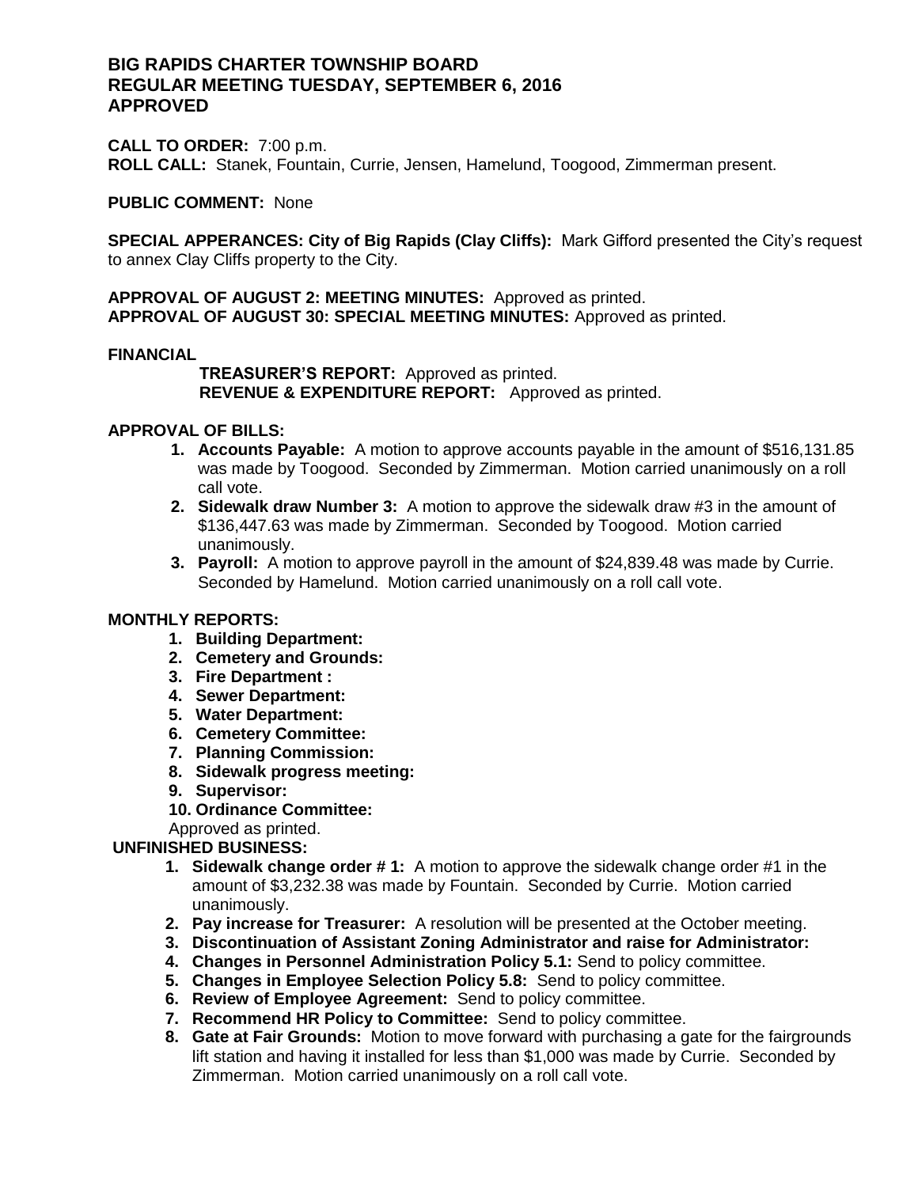# BIG RAPIDS CHARTER TOWNSHIP BOARD
# REGULAR MEETING TUESDAY, SEPTEMBER 6, 2016
# APPROVED

**CALL TO ORDER:** 7:00 p.m.
**ROLL CALL:** Stanek, Fountain, Currie, Jensen, Hamelund, Toogood, Zimmerman present.

**PUBLIC COMMENT:** None

**SPECIAL APPERANCES: City of Big Rapids (Clay Cliffs):** Mark Gifford presented the City's request to annex Clay Cliffs property to the City.

**APPROVAL OF AUGUST 2: MEETING MINUTES:** Approved as printed.
**APPROVAL OF AUGUST 30: SPECIAL MEETING MINUTES:** Approved as printed.

**FINANCIAL**

**TREASURER'S REPORT:** Approved as printed.
**REVENUE & EXPENDITURE REPORT:** Approved as printed.

**APPROVAL OF BILLS:**

1. **Accounts Payable:** A motion to approve accounts payable in the amount of $516,131.85 was made by Toogood. Seconded by Zimmerman. Motion carried unanimously on a roll call vote.
2. **Sidewalk draw Number 3:** A motion to approve the sidewalk draw #3 in the amount of $136,447.63 was made by Zimmerman. Seconded by Toogood. Motion carried unanimously.
3. **Payroll:** A motion to approve payroll in the amount of $24,839.48 was made by Currie. Seconded by Hamelund. Motion carried unanimously on a roll call vote.

**MONTHLY REPORTS:**

1. **Building Department:**
2. **Cemetery and Grounds:**
3. **Fire Department :**
4. **Sewer Department:**
5. **Water Department:**
6. **Cemetery Committee:**
7. **Planning Commission:**
8. **Sidewalk progress meeting:**
9. **Supervisor:**
10. **Ordinance Committee:**

Approved as printed.

**UNFINISHED BUSINESS:**

1. **Sidewalk change order # 1:** A motion to approve the sidewalk change order #1 in the amount of $3,232.38 was made Fountain. Seconded by Currie. Motion carried unanimously.
2. **Pay increase for Treasurer:** A resolution will be presented at the October meeting.
3. **Discontinuation of Assistant Zoning Administrator and raise for Administrator:**
4. **Changes in Personnel Administration Policy 5.1:** Send to policy committee.
5. **Changes in Employee Selection Policy 5.8:** Send to policy committee.
6. **Review of Employee Agreement:** Send to policy committee.
7. **Recommend HR Policy to Committee:** Send to policy committee.
8. **Gate at Fair Grounds:** Motion to move forward with purchasing a gate for the fairgrounds lift station and having it installed for less than $1,000 was made by Currie. Seconded by Zimmerman. Motion carried unanimously on a roll call vote.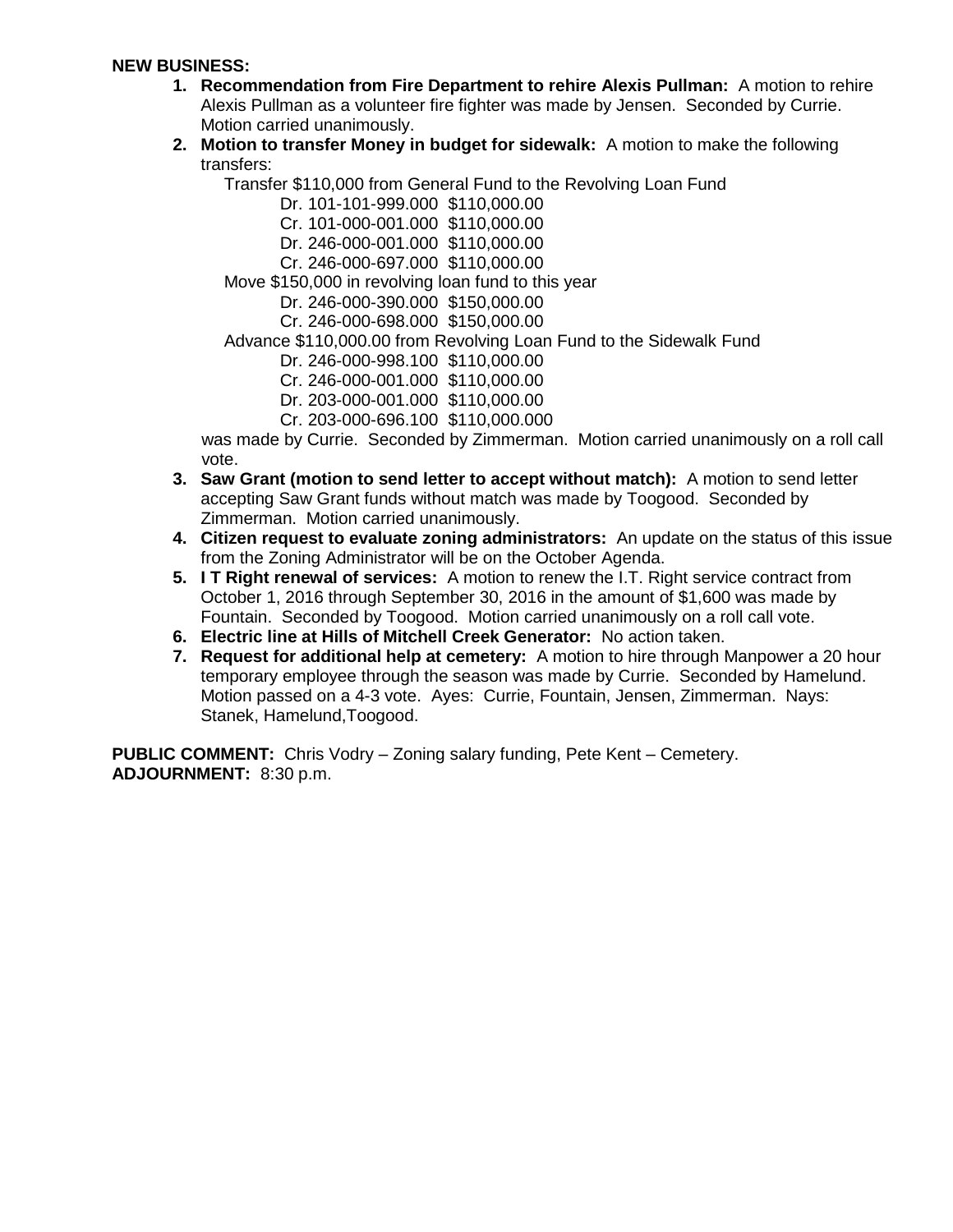**NEW BUSINESS:**

1. **Recommendation from Fire Department to rehire Alexis Pullman:** A motion to rehire Alexis Pullman as a volunteer fire fighter was made by Jensen. Seconded by Currie. Motion carried unanimously.
2. **Motion to transfer Money in budget for sidewalk:** A motion to make the following transfers:

   Transfer $110,000 from General Fund to the Revolving Loan Fund

   Dr. 101-101-999.000 $110,000.00
   Cr. 101-000-001.000 $110,000.00
   Dr. 246-000-001.000 $110,000.00
   Cr. 246-000-697.000 $110,000.00

   Move $150,000 in revolving loan fund to this year

   Dr. 246-000-390.000 $150,000.00
   Cr. 246-000-698.000 $150,000.00

   Advance $110,000.00 from Revolving Loan Fund to the Sidewalk Fund

   Dr. 246-000-998.100 $110,000.00
   Cr. 246-000-001.000 $110,000.00
   Dr. 203-000-001.000 $110,000.00
   Cr. 203-000-696.100 $110,000.000

   was made by Currie. Seconded by Zimmerman. Motion carried unanimously on a roll call vote.
3. **Saw Grant (motion to send letter to accept without match):** A motion to send letter accepting Saw Grant funds without match was made by Toogood. Seconded by Zimmerman. Motion carried unanimously.
4. **Citizen request to evaluate zoning administrators:** An update on the status of this issue from the Zoning Administrator will be on the October Agenda.
5. **I T Right renewal of services:** A motion to renew the I.T. Right service contract from October 1, 2016 through September 30, 2016 in the amount of $1,600 was made by Fountain. Seconded by Toogood. Motion carried unanimously on a roll call vote.
6. **Electric line at Hills of Mitchell Creek Generator:** No action taken.
7. **Request for additional help at cemetery:** A motion to hire through Manpower a 20 hour temporary employee through the season was made by Currie. Seconded by Hamelund. Motion passed on a 4-3 vote. Ayes: Currie, Fountain, Jensen, Zimmerman. Nays: Stanek, Hamelund,Toogood.

**PUBLIC COMMENT:** Chris Vodry – Zoning salary funding, Pete Kent – Cemetery.
**ADJOURNMENT:** 8:30 p.m.